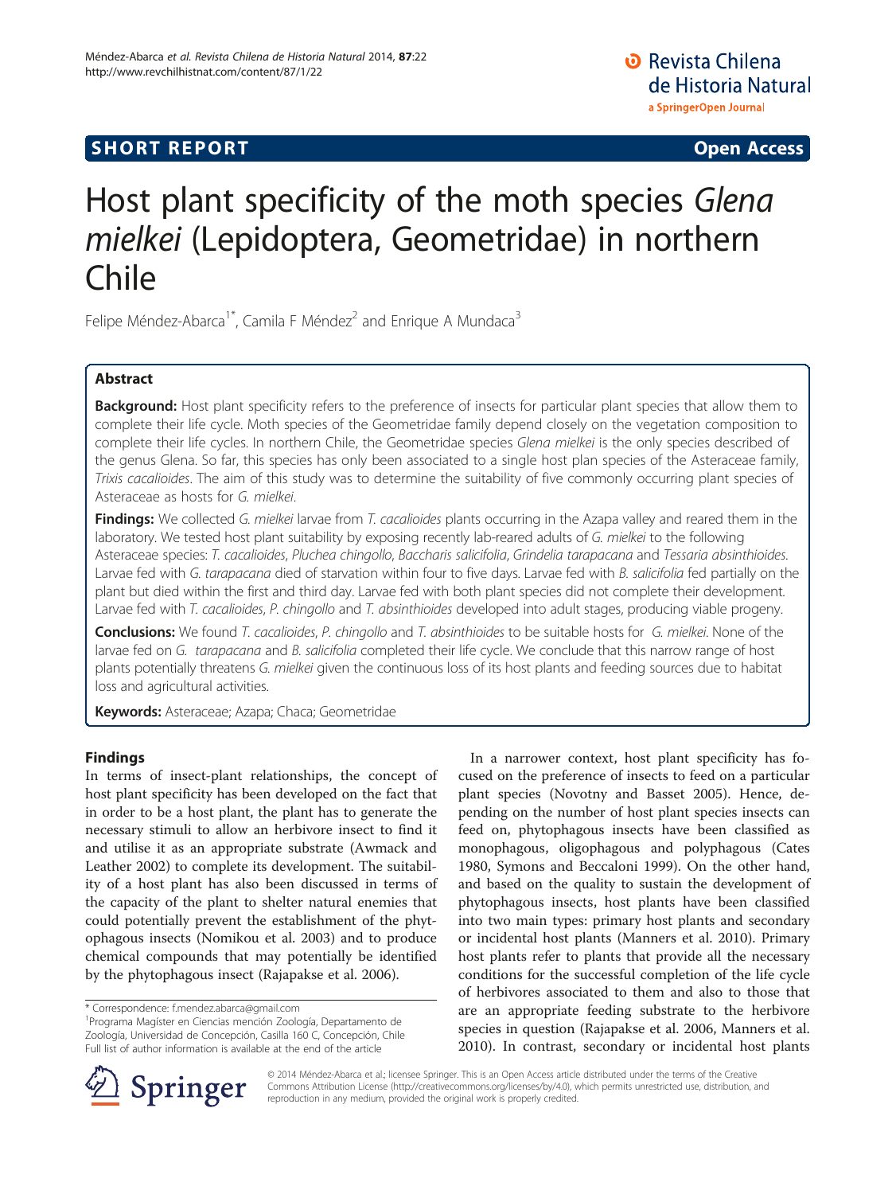SHORT REPORT Open Access

# Host plant specificity of the moth species *Glena mielkei* (Lepidoptera, Geometridae) in northern Chile

Felipe Méndez-Abarca[1*], Camila F Méndez[2] and Enrique A Mundaca[3]

## Abstract

**Background:** Host plant specificity refers to the preference of insects for particular plant species that allow them to complete their life cycle. Moth species of the Geometridae family depend closely on the vegetation composition to complete their life cycles. In northern Chile, the Geometridae species *Glena mielkei* is the only species described of the genus Glena. So far, this species has only been associated to a single host plan species of the Asteraceae family, *Trixis cacalioides*. The aim of this study was to determine the suitability of five commonly occurring plant species of Asteraceae as hosts for *G. mielkei*.

**Findings:** We collected *G. mielkei* larvae from *T. cacalioides* plants occurring in the Azapa valley and reared them in the laboratory. We tested host plant suitability by exposing recently lab-reared adults of *G. mielkei* to the following Asteraceae species: *T. cacalioides*, *Pluchea chingollo*, *Baccharis salicifolia*, *Grindelia tarapacana* and *Tessaria absinthioides*. Larvae fed with *G. tarapacana* died of starvation within four to five days. Larvae fed with *B. salicifolia* fed partially on the plant but died within the first and third day. Larvae fed with both plant species did not complete their development. Larvae fed with *T. cacalioides*, *P. chingollo* and *T. absinthioides* developed into adult stages, producing viable progeny.

**Conclusions:** We found *T. cacalioides*, *P. chingollo* and *T. absinthioides* to be suitable hosts for *G. mielkei*. None of the larvae fed on *G. tarapacana* and *B. salicifolia* completed their life cycle. We conclude that this narrow range of host plants potentially threatens *G. mielkei* given the continuous loss of its host plants and feeding sources due to habitat loss and agricultural activities.

**Keywords:** Asteraceae; Azapa; Chaca; Geometridae

## Findings

In terms of insect-plant relationships, the concept of host plant specificity has been developed on the fact that in order to be a host plant, the plant has to generate the necessary stimuli to allow an herbivore insect to find it and utilise it as an appropriate substrate (Awmack and Leather 2002) to complete its development. The suitability of a host plant has also been discussed in terms of the capacity of the plant to shelter natural enemies that could potentially prevent the establishment of the phytophagous insects (Nomikou et al. 2003) and to produce chemical compounds that may potentially be identified by the phytophagous insect (Rajapakse et al. 2006).

In a narrower context, host plant specificity has focused on the preference of insects to feed on a particular plant species (Novotny and Basset 2005). Hence, depending on the number of host plant species insects can feed on, phytophagous insects have been classified as monophagous, oligophagous and polyphagous (Cates 1980, Symons and Beccaloni 1999). On the other hand, and based on the quality to sustain the development of phytophagous insects, host plants have been classified into two main types: primary host plants and secondary or incidental host plants (Manners et al. 2010). Primary host plants refer to plants that provide all the necessary conditions for the successful completion of the life cycle of herbivores associated to them and also to those that are an appropriate feeding substrate to the herbivore species in question (Rajapakse et al. 2006, Manners et al. 2010). In contrast, secondary or incidental host plants

\* Correspondence: f.mendez.abarca@gmail.com
[1]Programa Magíster en Ciencias mención Zoología, Departamento de Zoología, Universidad de Concepción, Casilla 160 C, Concepción, Chile
Full list of author information is available at the end of the article

© 2014 Méndez-Abarca et al.; licensee Springer. This is an Open Access article distributed under the terms of the Creative Commons Attribution License (http://creativecommons.org/licenses/by/4.0), which permits unrestricted use, distribution, and reproduction in any medium, provided the original work is properly credited.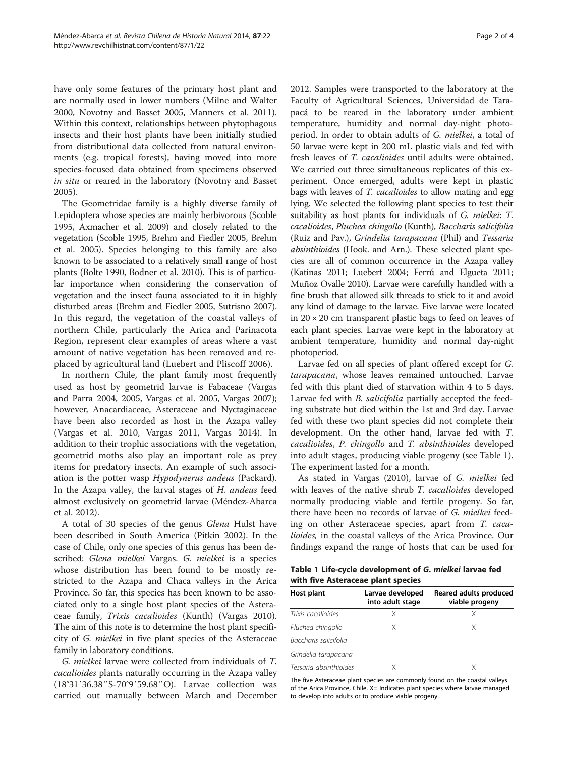have only some features of the primary host plant and are normally used in lower numbers (Milne and Walter 2000, Novotny and Basset 2005, Manners et al. 2011). Within this context, relationships between phytophagous insects and their host plants have been initially studied from distributional data collected from natural environments (e.g. tropical forests), having moved into more species-focused data obtained from specimens observed *in situ* or reared in the laboratory (Novotny and Basset 2005).

The Geometridae family is a highly diverse family of Lepidoptera whose species are mainly herbivorous (Scoble 1995, Axmacher et al. 2009) and closely related to the vegetation (Scoble 1995, Brehm and Fiedler 2005, Brehm et al. 2005). Species belonging to this family are also known to be associated to a relatively small range of host plants (Bolte 1990, Bodner et al. 2010). This is of particular importance when considering the conservation of vegetation and the insect fauna associated to it in highly disturbed areas (Brehm and Fiedler 2005, Sutrisno 2007). In this regard, the vegetation of the coastal valleys of northern Chile, particularly the Arica and Parinacota Region, represent clear examples of areas where a vast amount of native vegetation has been removed and replaced by agricultural land (Luebert and Pliscoff 2006).

In northern Chile, the plant family most frequently used as host by geometrid larvae is Fabaceae (Vargas and Parra 2004, 2005, Vargas et al. 2005, Vargas 2007); however, Anacardiaceae, Asteraceae and Nyctaginaceae have been also recorded as host in the Azapa valley (Vargas et al. 2010, Vargas 2011, Vargas 2014). In addition to their trophic associations with the vegetation, geometrid moths also play an important role as prey items for predatory insects. An example of such association is the potter wasp *Hypodynerus andeus* (Packard). In the Azapa valley, the larval stages of *H. andeus* feed almost exclusively on geometrid larvae (Méndez-Abarca et al. 2012).

A total of 30 species of the genus *Glena* Hulst have been described in South America (Pitkin 2002). In the case of Chile, only one species of this genus has been described: *Glena mielkei* Vargas. *G. mielkei* is a species whose distribution has been found to be mostly restricted to the Azapa and Chaca valleys in the Arica Province. So far, this species has been known to be associated only to a single host plant species of the Asteraceae family, *Trixis cacalioides* (Kunth) (Vargas 2010). The aim of this note is to determine the host plant specificity of *G. mielkei* in five plant species of the Asteraceae family in laboratory conditions.

*G. mielkei* larvae were collected from individuals of *T. cacalioides* plants naturally occurring in the Azapa valley (18°31′36.38″S-70°9′59.68″O). Larvae collection was carried out manually between March and December 2012. Samples were transported to the laboratory at the Faculty of Agricultural Sciences, Universidad de Tarapacá to be reared in the laboratory under ambient temperature, humidity and normal day-night photoperiod. In order to obtain adults of *G. mielkei*, a total of 50 larvae were kept in 200 mL plastic vials and fed with fresh leaves of *T. cacalioides* until adults were obtained. We carried out three simultaneous replicates of this experiment. Once emerged, adults were kept in plastic bags with leaves of *T. cacalioides* to allow mating and egg lying. We selected the following plant species to test their suitability as host plants for individuals of *G. mielkei*: *T. cacalioides*, *Pluchea chingollo* (Kunth), *Baccharis salicifolia* (Ruiz and Pav.), *Grindelia tarapacana* (Phil) and *Tessaria absinthioides* (Hook. and Arn.). These selected plant species are all of common occurrence in the Azapa valley (Katinas 2011; Luebert 2004; Ferrú and Elgueta 2011; Muñoz Ovalle 2010). Larvae were carefully handled with a fine brush that allowed silk threads to stick to it and avoid any kind of damage to the larvae. Five larvae were located in 20 × 20 cm transparent plastic bags to feed on leaves of each plant species. Larvae were kept in the laboratory at ambient temperature, humidity and normal day-night photoperiod.

Larvae fed on all species of plant offered except for *G. tarapacana*, whose leaves remained untouched. Larvae fed with this plant died of starvation within 4 to 5 days. Larvae fed with *B. salicifolia* partially accepted the feeding substrate but died within the 1st and 3rd day. Larvae fed with these two plant species did not complete their development. On the other hand, larvae fed with *T. cacalioides*, *P. chingollo* and *T. absinthioides* developed into adult stages, producing viable progeny (see Table 1). The experiment lasted for a month.

As stated in Vargas (2010), larvae of *G. mielkei* fed with leaves of the native shrub *T. cacalioides* developed normally producing viable and fertile progeny. So far, there have been no records of larvae of *G. mielkei* feeding on other Asteraceae species, apart from *T. cacalioides,* in the coastal valleys of the Arica Province. Our findings expand the range of hosts that can be used for

**Table 1 Life-cycle development of *G. mielkei* larvae fed with five Asteraceae plant species**

| Host plant | Larvae developed into adult stage | Reared adults produced viable progeny |
|---|---|---|
| *Trixis cacalioides* | X | X |
| *Pluchea chingollo* | X | X |
| *Baccharis salicifolia* | | |
| *Grindelia tarapacana* | | |
| *Tessaria absinthioides* | X | X |

The five Asteraceae plant species are commonly found on the coastal valleys of the Arica Province, Chile. X= Indicates plant species where larvae managed to develop into adults or to produce viable progeny.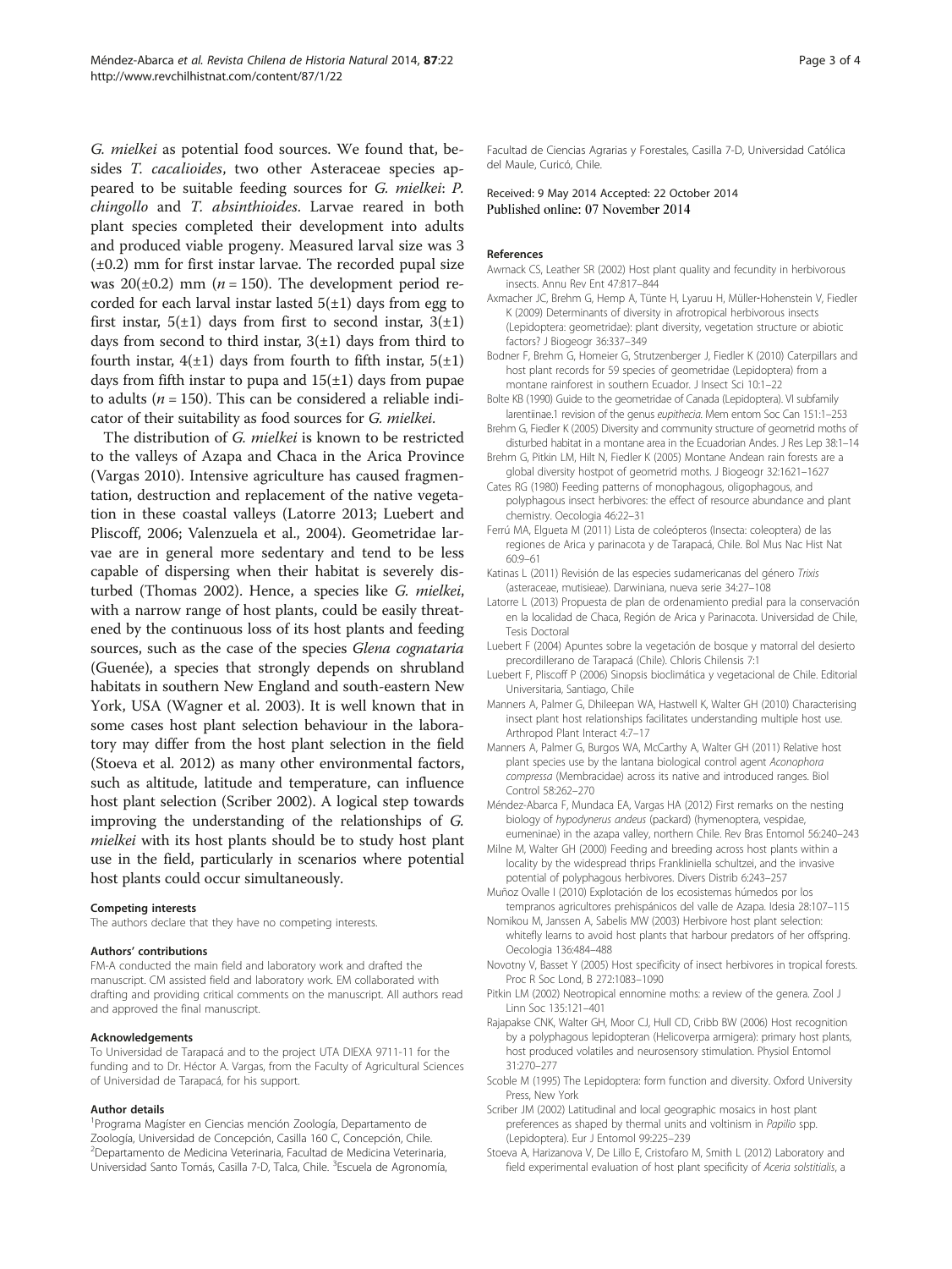*G. mielkei* as potential food sources. We found that, besides *T. cacalioides*, two other Asteraceae species appeared to be suitable feeding sources for *G. mielkei*: *P. chingollo* and *T. absinthioides*. Larvae reared in both plant species completed their development into adults and produced viable progeny. Measured larval size was 3 (±0.2) mm for first instar larvae. The recorded pupal size was 20(±0.2) mm ($n = 150$). The development period recorded for each larval instar lasted 5(±1) days from egg to first instar, 5(±1) days from first to second instar, 3(±1) days from second to third instar, 3(±1) days from third to fourth instar, 4(±1) days from fourth to fifth instar, 5(±1) days from fifth instar to pupa and 15(±1) days from pupae to adults ($n = 150$). This can be considered a reliable indicator of their suitability as food sources for *G. mielkei*.

The distribution of *G. mielkei* is known to be restricted to the valleys of Azapa and Chaca in the Arica Province (Vargas 2010). Intensive agriculture has caused fragmentation, destruction and replacement of the native vegetation in these coastal valleys (Latorre 2013; Luebert and Pliscoff, 2006; Valenzuela et al., 2004). Geometridae larvae are in general more sedentary and tend to be less capable of dispersing when their habitat is severely disturbed (Thomas 2002). Hence, a species like *G. mielkei*, with a narrow range of host plants, could be easily threatened by the continuous loss of its host plants and feeding sources, such as the case of the species *Glena cognataria* (Guenée), a species that strongly depends on shrubland habitats in southern New England and south-eastern New York, USA (Wagner et al. 2003). It is well known that in some cases host plant selection behaviour in the laboratory may differ from the host plant selection in the field (Stoeva et al. 2012) as many other environmental factors, such as altitude, latitude and temperature, can influence host plant selection (Scriber 2002). A logical step towards improving the understanding of the relationships of *G. mielkei* with its host plants should be to study host plant use in the field, particularly in scenarios where potential host plants could occur simultaneously.

#### Competing interests

The authors declare that they have no competing interests.

#### Authors' contributions

FM-A conducted the main field and laboratory work and drafted the manuscript. CM assisted field and laboratory work. EM collaborated with drafting and providing critical comments on the manuscript. All authors read and approved the final manuscript.

#### Acknowledgements

To Universidad de Tarapacá and to the project UTA DIEXA 9711-11 for the funding and to Dr. Héctor A. Vargas, from the Faculty of Agricultural Sciences of Universidad de Tarapacá, for his support.

#### Author details

[1]Programa Magíster en Ciencias mención Zoología, Departamento de Zoología, Universidad de Concepción, Casilla 160 C, Concepción, Chile. [2]Departamento de Medicina Veterinaria, Facultad de Medicina Veterinaria, Universidad Santo Tomás, Casilla 7-D, Talca, Chile. [3]Escuela de Agronomía, Facultad de Ciencias Agrarias y Forestales, Casilla 7-D, Universidad Católica del Maule, Curicó, Chile.

Received: 9 May 2014 Accepted: 22 October 2014
Published online: 07 November 2014

#### References

Awmack CS, Leather SR (2002) Host plant quality and fecundity in herbivorous insects. Annu Rev Ent 47:817–844

Axmacher JC, Brehm G, Hemp A, Tünte H, Lyaruu H, Müller-Hohenstein V, Fiedler K (2009) Determinants of diversity in afrotropical herbivorous insects (Lepidoptera: geometridae): plant diversity, vegetation structure or abiotic factors? J Biogeogr 36:337–349

Bodner F, Brehm G, Homeier G, Strutzenberger J, Fiedler K (2010) Caterpillars and host plant records for 59 species of geometridae (Lepidoptera) from a montane rainforest in southern Ecuador. J Insect Sci 10:1–22

Bolte KB (1990) Guide to the geometridae of Canada (Lepidoptera). VI subfamily larentiinae.1 revision of the genus *eupithecia*. Mem entom Soc Can 151:1–253

Brehm G, Fiedler K (2005) Diversity and community structure of geometrid moths of disturbed habitat in a montane area in the Ecuadorian Andes. J Res Lep 38:1–14

Brehm G, Pitkin LM, Hilt N, Fiedler K (2005) Montane Andean rain forests are a global diversity hostpot of geometrid moths. J Biogeogr 32:1621–1627

Cates RG (1980) Feeding patterns of monophagous, oligophagous, and polyphagous insect herbivores: the effect of resource abundance and plant chemistry. Oecologia 46:22–31

Ferrú MA, Elgueta M (2011) Lista de coleópteros (Insecta: coleoptera) de las regiones de Arica y parinacota y de Tarapacá, Chile. Bol Mus Nac Hist Nat 60:9–61

Katinas L (2011) Revisión de las especies sudamericanas del género *Trixis* (asteraceae, mutisieae). Darwiniana, nueva serie 34:27–108

Latorre L (2013) Propuesta de plan de ordenamiento predial para la conservación en la localidad de Chaca, Región de Arica y Parinacota. Universidad de Chile, Tesis Doctoral

Luebert F (2004) Apuntes sobre la vegetación de bosque y matorral del desierto precordillerano de Tarapacá (Chile). Chloris Chilensis 7:1

Luebert F, Pliscoff P (2006) Sinopsis bioclimática y vegetacional de Chile. Editorial Universitaria, Santiago, Chile

Manners A, Palmer G, Dhileepan WA, Hastwell K, Walter GH (2010) Characterising insect plant host relationships facilitates understanding multiple host use. Arthropod Plant Interact 4:7–17

Manners A, Palmer G, Burgos WA, McCarthy A, Walter GH (2011) Relative host plant species use by the lantana biological control agent *Aconophora compressa* (Membracidae) across its native and introduced ranges. Biol Control 58:262–270

Méndez-Abarca F, Mundaca EA, Vargas HA (2012) First remarks on the nesting biology of *hypodynerus andeus* (packard) (hymenoptera, vespidae, eumeninae) in the azapa valley, northern Chile. Rev Bras Entomol 56:240–243

Milne M, Walter GH (2000) Feeding and breeding across host plants within a locality by the widespread thrips Frankliniella schultzei, and the invasive potential of polyphagous herbivores. Divers Distrib 6:243–257

Muñoz Ovalle I (2010) Explotación de los ecosistemas húmedos por los tempranos agricultores prehispánicos del valle de Azapa. Idesia 28:107–115

Nomikou M, Janssen A, Sabelis MW (2003) Herbivore host plant selection: whitefly learns to avoid host plants that harbour predators of her offspring. Oecologia 136:484–488

Novotny V, Basset Y (2005) Host specificity of insect herbivores in tropical forests. Proc R Soc Lond, B 272:1083–1090

Pitkin LM (2002) Neotropical ennomine moths: a review of the genera. Zool J Linn Soc 135:121–401

Rajapakse CNK, Walter GH, Moor CJ, Hull CD, Cribb BW (2006) Host recognition by a polyphagous lepidopteran (Helicoverpa armigera): primary host plants, host produced volatiles and neurosensory stimulation. Physiol Entomol 31:270–277

Scoble M (1995) The Lepidoptera: form function and diversity. Oxford University Press, New York

Scriber JM (2002) Latitudinal and local geographic mosaics in host plant preferences as shaped by thermal units and voltinism in *Papilio* spp. (Lepidoptera). Eur J Entomol 99:225–239

Stoeva A, Harizanova V, De Lillo E, Cristofaro M, Smith L (2012) Laboratory and field experimental evaluation of host plant specificity of *Aceria solstitialis*, a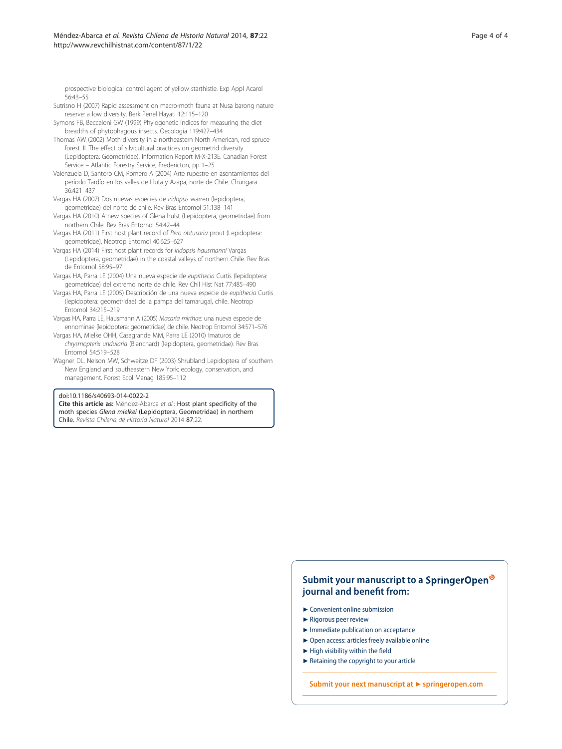prospective biological control agent of yellow starthistle. Exp Appl Acarol 56:43–55

Sutrisno H (2007) Rapid assessment on macro-moth fauna at Nusa barong nature reserve: a low diversity. Berk Penel Hayati 12:115–120

Symons FB, Beccaloni GW (1999) Phylogenetic indices for measuring the diet breadths of phytophagous insects. Oecologia 119:427–434

Thomas AW (2002) Moth diversity in a northeastern North American, red spruce forest. II. The effect of silvicultural practices on geometrid diversity (Lepidoptera: Geometridae). Information Report M-X-213E. Canadian Forest Service – Atlantic Forestry Service, Fredericton, pp 1–25

Valenzuela D, Santoro CM, Romero A (2004) Arte rupestre en asentamientos del período Tardío en los valles de Lluta y Azapa, norte de Chile. Chungara 36:421–437

Vargas HA (2007) Dos nuevas especies de *iridopsis* warren (lepidoptera, geometridae) del norte de chile. Rev Bras Entomol 51:138–141

Vargas HA (2010) A new species of Glena hulst (Lepidoptera, geometridae) from northern Chile. Rev Bras Entomol 54:42–44

Vargas HA (2011) First host plant record of *Pero obtusaria* prout (Lepidoptera: geometridae). Neotrop Entomol 40:625–627

Vargas HA (2014) First host plant records for *iridopsis hausmanni* Vargas (Lepidoptera, geometridae) in the coastal valleys of northern Chile. Rev Bras de Entomol 58:95–97

Vargas HA, Parra LE (2004) Una nueva especie de *eupithecia* Curtis (lepidoptera: geometridae) del extremo norte de chile. Rev Chil Hist Nat 77:485–490

Vargas HA, Parra LE (2005) Descripción de una nueva especie de *eupithecia* Curtis (lepidoptera: geometridae) de la pampa del tamarugal, chile. Neotrop Entomol 34:215–219

Vargas HA, Parra LE, Hausmann A (2005) *Macaria mirthae*: una nueva especie de ennominae (lepidoptera: geometridae) de chile. Neotrop Entomol 34:571–576

Vargas HA, Mielke OHH, Casagrande MM, Parra LE (2010) Imaturos de *chrysmopterix undularia* (Blanchard) (lepidoptera, geometridae). Rev Bras Entomol 54:519–528

Wagner DL, Nelson MW, Schweitze DF (2003) Shrubland Lepidoptera of southern New England and southeastern New York: ecology, conservation, and management. Forest Ecol Manag 185:95–112

doi:10.1186/s40693-014-0022-2

**Cite this article as:** Méndez-Abarca *et al.*: Host plant specificity of the moth species *Glena mielkei* (Lepidoptera, Geometridae) in northern Chile. *Revista Chilena de Historia Natural* 2014 **87**:22.

**Submit your manuscript to a SpringerOpen journal and benefit from:**

- ► Convenient online submission
- ► Rigorous peer review
- ► Immediate publication on acceptance
- ► Open access: articles freely available online
- ► High visibility within the field
- ► Retaining the copyright to your article

**Submit your next manuscript at ► springeropen.com**